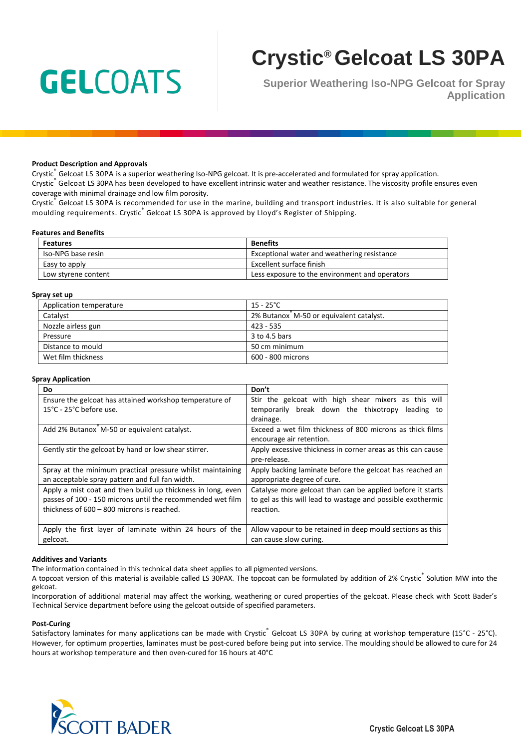GELCOATS

# Crystic® Gelcoat LS 30PA

**Superior Weathering Iso-NPG Gelcoat for Spray Application**

### Product Description and Approvals

Crystic® Gelcoat LS 30PA is a superior weathering Iso-NPG gelcoat. It is pre-accelerated and formulated for spray application.
Crystic® Gelcoat LS 30PA has been developed to have excellent intrinsic water and weather resistance. The viscosity profile ensures even coverage with minimal drainage and low film porosity.
Crystic® Gelcoat LS 30PA is recommended for use in the marine, building and transport industries. It is also suitable for general moulding requirements. Crystic® Gelcoat LS 30PA is approved by Lloyd's Register of Shipping.

### Features and Benefits

| Features | Benefits |
|---|---|
| Iso-NPG base resin | Exceptional water and weathering resistance |
| Easy to apply | Excellent surface finish |
| Low styrene content | Less exposure to the environment and operators |

### Spray set up

| | |
|---|---|
| Application temperature | 15 - 25°C |
| Catalyst | 2% Butanox® M-50 or equivalent catalyst. |
| Nozzle airless gun | 423 - 535 |
| Pressure | 3 to 4.5 bars |
| Distance to mould | 50 cm minimum |
| Wet film thickness | 600 - 800 microns |

### Spray Application

| Do | Don't |
|---|---|
| Ensure the gelcoat has attained workshop temperature of 15°C - 25°C before use. | Stir the gelcoat with high shear mixers as this will temporarily break down the thixotropy leading to drainage. |
| Add 2% Butanox® M-50 or equivalent catalyst. | Exceed a wet film thickness of 800 microns as thick films encourage air retention. |
| Gently stir the gelcoat by hand or low shear stirrer. | Apply excessive thickness in corner areas as this can cause pre-release. |
| Spray at the minimum practical pressure whilst maintaining an acceptable spray pattern and full fan width. | Apply backing laminate before the gelcoat has reached an appropriate degree of cure. |
| Apply a mist coat and then build up thickness in long, even passes of 100 - 150 microns until the recommended wet film thickness of 600 – 800 microns is reached. | Catalyse more gelcoat than can be applied before it starts to gel as this will lead to wastage and possible exothermic reaction. |
| Apply the first layer of laminate within 24 hours of the gelcoat. | Allow vapour to be retained in deep mould sections as this can cause slow curing. |

### Additives and Variants

The information contained in this technical data sheet applies to all pigmented versions.
A topcoat version of this material is available called LS 30PAX. The topcoat can be formulated by addition of 2% Crystic® Solution MW into the gelcoat.
Incorporation of additional material may affect the working, weathering or cured properties of the gelcoat. Please check with Scott Bader's Technical Service department before using the gelcoat outside of specified parameters.

### Post-Curing

Satisfactory laminates for many applications can be made with Crystic® Gelcoat LS 30PA by curing at workshop temperature (15°C - 25°C). However, for optimum properties, laminates must be post-cured before being put into service. The moulding should be allowed to cure for 24 hours at workshop temperature and then oven-cured for 16 hours at 40°C

SCOTT BADER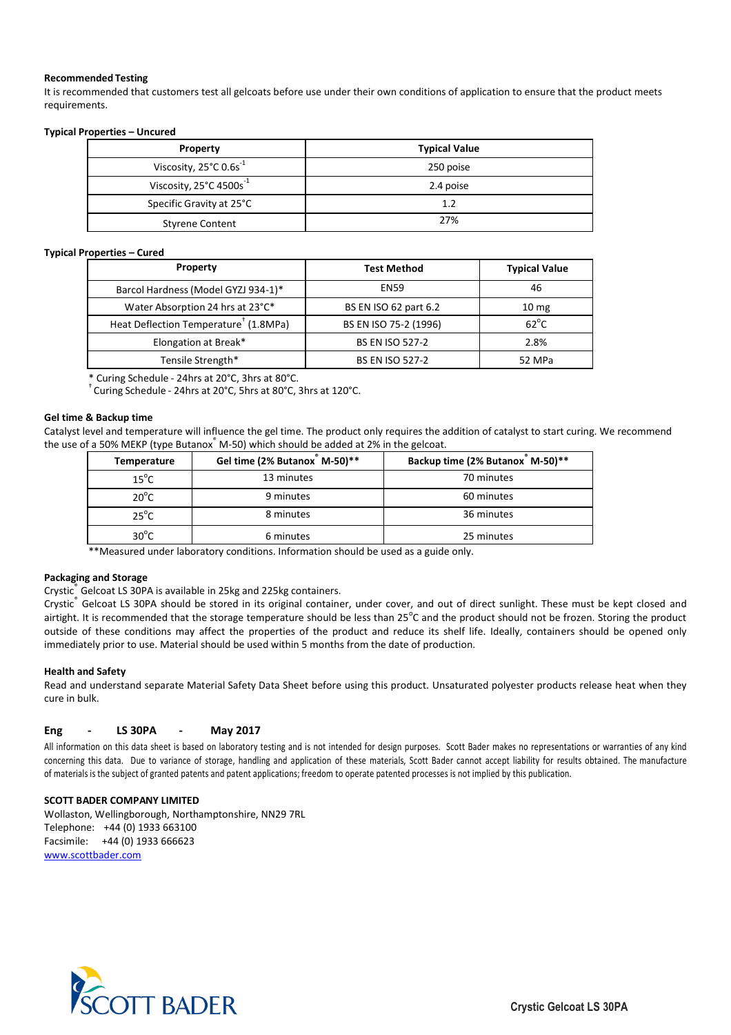**Recommended Testing**

It is recommended that customers test all gelcoats before use under their own conditions of application to ensure that the product meets requirements.

**Typical Properties – Uncured**

| Property | Typical Value |
|---|---|
| Viscosity, 25°C 0.6s$^{-1}$ | 250 poise |
| Viscosity, 25°C 4500s$^{-1}$ | 2.4 poise |
| Specific Gravity at 25°C | 1.2 |
| Styrene Content | 27% |

**Typical Properties – Cured**

| Property | Test Method | Typical Value |
|---|---|---|
| Barcol Hardness (Model GYZJ 934-1)* | EN59 | 46 |
| Water Absorption 24 hrs at 23°C* | BS EN ISO 62 part 6.2 | 10 mg |
| Heat Deflection Temperature† (1.8MPa) | BS EN ISO 75-2 (1996) | 62°C |
| Elongation at Break* | BS EN ISO 527-2 | 2.8% |
| Tensile Strength* | BS EN ISO 527-2 | 52 MPa |

\* Curing Schedule - 24hrs at 20°C, 3hrs at 80°C.
† Curing Schedule - 24hrs at 20°C, 5hrs at 80°C, 3hrs at 120°C.

**Gel time & Backup time**

Catalyst level and temperature will influence the gel time. The product only requires the addition of catalyst to start curing. We recommend the use of a 50% MEKP (type Butanox® M-50) which should be added at 2% in the gelcoat.

| Temperature | Gel time (2% Butanox® M-50)** | Backup time (2% Butanox® M-50)** |
|---|---|---|
| 15°C | 13 minutes | 70 minutes |
| 20°C | 9 minutes | 60 minutes |
| 25°C | 8 minutes | 36 minutes |
| 30°C | 6 minutes | 25 minutes |

**Measured under laboratory conditions. Information should be used as a guide only.

**Packaging and Storage**

Crystic® Gelcoat LS 30PA is available in 25kg and 225kg containers.

Crystic® Gelcoat LS 30PA should be stored in its original container, under cover, and out of direct sunlight. These must be kept closed and airtight. It is recommended that the storage temperature should be less than 25°C and the product should not be frozen. Storing the product outside of these conditions may affect the properties of the product and reduce its shelf life. Ideally, containers should be opened only immediately prior to use. Material should be used within 5 months from the date of production.

**Health and Safety**

Read and understand separate Material Safety Data Sheet before using this product. Unsaturated polyester products release heat when they cure in bulk.

**Eng - LS 30PA - May 2017**

All information on this data sheet is based on laboratory testing and is not intended for design purposes. Scott Bader makes no representations or warranties of any kind concerning this data. Due to variance of storage, handling and application of these materials, Scott Bader cannot accept liability for results obtained. The manufacture of materials is the subject of granted patents and patent applications; freedom to operate patented processes is not implied by this publication.

**SCOTT BADER COMPANY LIMITED**
Wollaston, Wellingborough, Northamptonshire, NN29 7RL
Telephone: +44 (0) 1933 663100
Facsimile: +44 (0) 1933 666623
www.scottbader.com

SCOTT BADER

Crystic Gelcoat LS 30PA